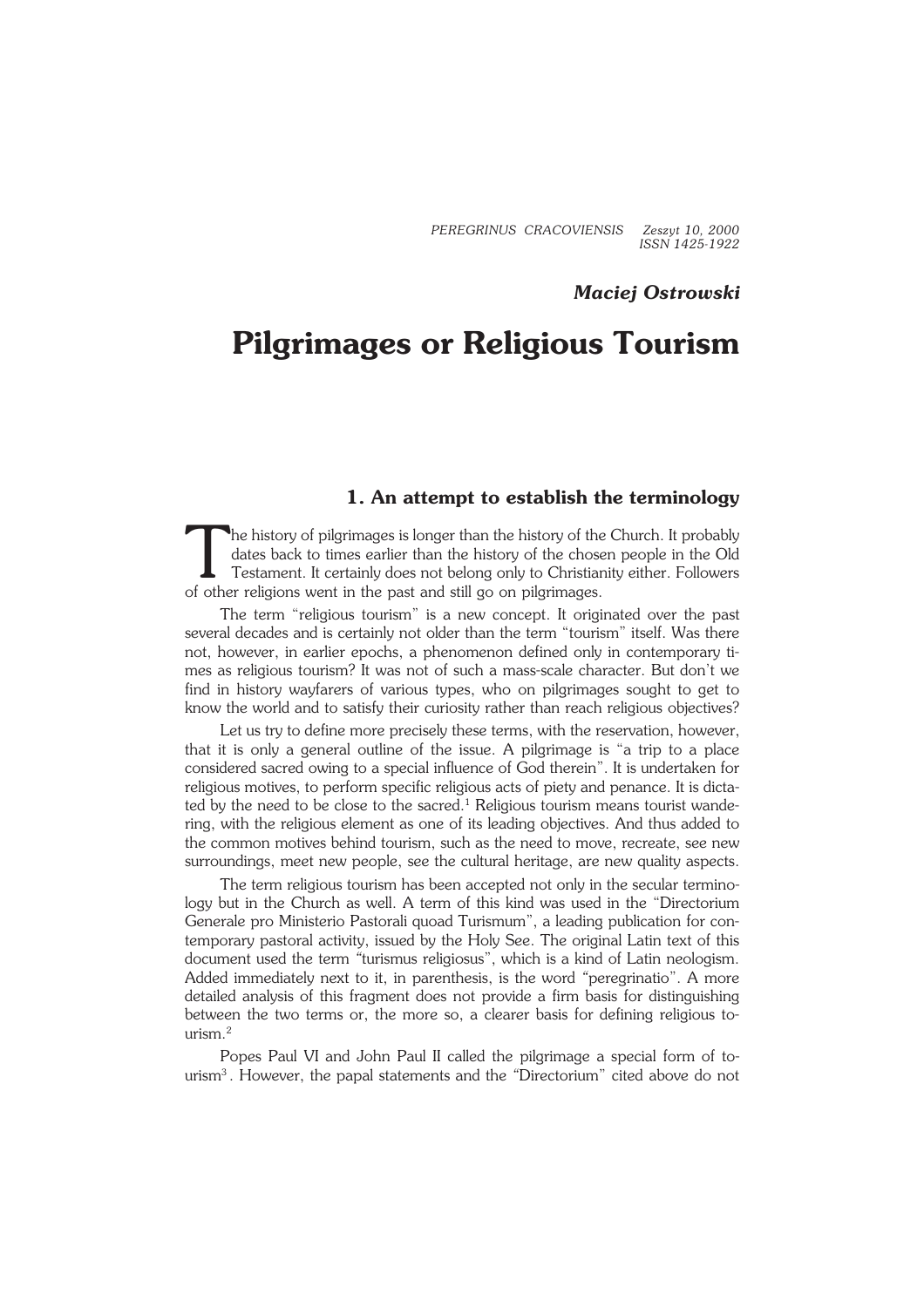*Maciej Ostrowski*

# Pilgrimages or Religious Tourism

## 1. An attempt to establish the terminology

The history of pilgrimages is longer than the history of the Church. It probably dates back to times earlier than the history of the chosen people in the Old Testament. It certainly does not belong only to Christianity either. Followers of other religions went in the past and still go on pilgrimages.

The term "religious tourism" is a new concept. It originated over the past several decades and is certainly not older than the term "tourism" itself. Was there not, however, in earlier epochs, a phenomenon defined only in contemporary times as religious tourism? It was not of such a mass-scale character. But don't we find in history wayfarers of various types, who on pilgrimages sought to get to know the world and to satisfy their curiosity rather than reach religious objectives?

Let us try to define more precisely these terms, with the reservation, however, that it is only a general outline of the issue. A pilgrimage is "a trip to a place considered sacred owing to a special influence of God therein". It is undertaken for religious motives, to perform specific religious acts of piety and penance. It is dictated by the need to be close to the sacred.[1] Religious tourism means tourist wandering, with the religious element as one of its leading objectives. And thus added to the common motives behind tourism, such as the need to move, recreate, see new surroundings, meet new people, see the cultural heritage, are new quality aspects.

The term religious tourism has been accepted not only in the secular terminology but in the Church as well. A term of this kind was used in the "Directorium Generale pro Ministerio Pastorali quoad Turismum", a leading publication for contemporary pastoral activity, issued by the Holy See. The original Latin text of this document used the term "turismus religiosus", which is a kind of Latin neologism. Added immediately next to it, in parenthesis, is the word "peregrinatio". A more detailed analysis of this fragment does not provide a firm basis for distinguishing between the two terms or, the more so, a clearer basis for defining religious tourism.[2]

Popes Paul VI and John Paul II called the pilgrimage a special form of tourism[3]. However, the papal statements and the "Directorium" cited above do not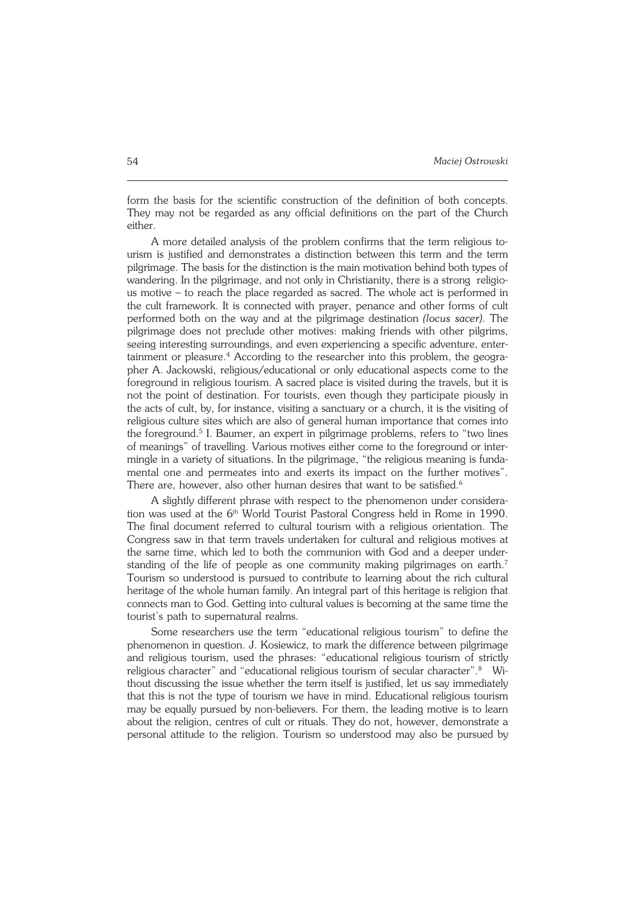form the basis for the scientific construction of the definition of both concepts. They may not be regarded as any official definitions on the part of the Church either.

A more detailed analysis of the problem confirms that the term religious tourism is justified and demonstrates a distinction between this term and the term pilgrimage. The basis for the distinction is the main motivation behind both types of wandering. In the pilgrimage, and not only in Christianity, there is a strong religious motive – to reach the place regarded as sacred. The whole act is performed in the cult framework. It is connected with prayer, penance and other forms of cult performed both on the way and at the pilgrimage destination *(locus sacer)*. The pilgrimage does not preclude other motives: making friends with other pilgrims, seeing interesting surroundings, and even experiencing a specific adventure, entertainment or pleasure.[4] According to the researcher into this problem, the geographer A. Jackowski, religious/educational or only educational aspects come to the foreground in religious tourism. A sacred place is visited during the travels, but it is not the point of destination. For tourists, even though they participate piously in the acts of cult, by, for instance, visiting a sanctuary or a church, it is the visiting of religious culture sites which are also of general human importance that comes into the foreground.[5] I. Baumer, an expert in pilgrimage problems, refers to "two lines of meanings" of travelling. Various motives either come to the foreground or intermingle in a variety of situations. In the pilgrimage, "the religious meaning is fundamental one and permeates into and exerts its impact on the further motives". There are, however, also other human desires that want to be satisfied.[6]

A slightly different phrase with respect to the phenomenon under consideration was used at the 6th World Tourist Pastoral Congress held in Rome in 1990. The final document referred to cultural tourism with a religious orientation. The Congress saw in that term travels undertaken for cultural and religious motives at the same time, which led to both the communion with God and a deeper understanding of the life of people as one community making pilgrimages on earth.[7] Tourism so understood is pursued to contribute to learning about the rich cultural heritage of the whole human family. An integral part of this heritage is religion that connects man to God. Getting into cultural values is becoming at the same time the tourist's path to supernatural realms.

Some researchers use the term "educational religious tourism" to define the phenomenon in question. J. Kosiewicz, to mark the difference between pilgrimage and religious tourism, used the phrases: "educational religious tourism of strictly religious character" and "educational religious tourism of secular character".[8] Without discussing the issue whether the term itself is justified, let us say immediately that this is not the type of tourism we have in mind. Educational religious tourism may be equally pursued by non-believers. For them, the leading motive is to learn about the religion, centres of cult or rituals. They do not, however, demonstrate a personal attitude to the religion. Tourism so understood may also be pursued by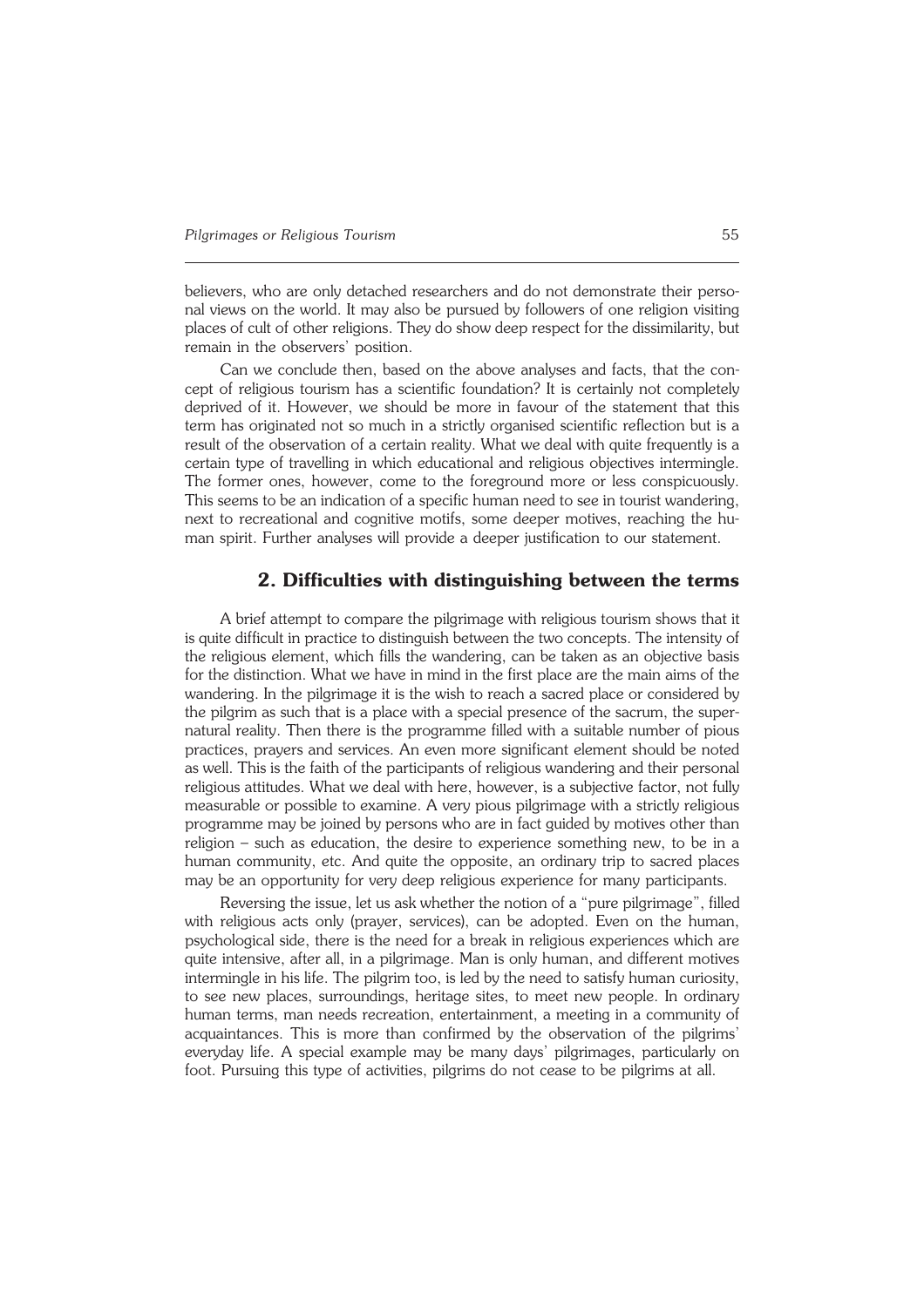believers, who are only detached researchers and do not demonstrate their personal views on the world. It may also be pursued by followers of one religion visiting places of cult of other religions. They do show deep respect for the dissimilarity, but remain in the observers' position.

Can we conclude then, based on the above analyses and facts, that the concept of religious tourism has a scientific foundation? It is certainly not completely deprived of it. However, we should be more in favour of the statement that this term has originated not so much in a strictly organised scientific reflection but is a result of the observation of a certain reality. What we deal with quite frequently is a certain type of travelling in which educational and religious objectives intermingle. The former ones, however, come to the foreground more or less conspicuously. This seems to be an indication of a specific human need to see in tourist wandering, next to recreational and cognitive motifs, some deeper motives, reaching the human spirit. Further analyses will provide a deeper justification to our statement.

## 2. Difficulties with distinguishing between the terms

A brief attempt to compare the pilgrimage with religious tourism shows that it is quite difficult in practice to distinguish between the two concepts. The intensity of the religious element, which fills the wandering, can be taken as an objective basis for the distinction. What we have in mind in the first place are the main aims of the wandering. In the pilgrimage it is the wish to reach a sacred place or considered by the pilgrim as such that is a place with a special presence of the sacrum, the supernatural reality. Then there is the programme filled with a suitable number of pious practices, prayers and services. An even more significant element should be noted as well. This is the faith of the participants of religious wandering and their personal religious attitudes. What we deal with here, however, is a subjective factor, not fully measurable or possible to examine. A very pious pilgrimage with a strictly religious programme may be joined by persons who are in fact guided by motives other than religion – such as education, the desire to experience something new, to be in a human community, etc. And quite the opposite, an ordinary trip to sacred places may be an opportunity for very deep religious experience for many participants.

Reversing the issue, let us ask whether the notion of a "pure pilgrimage", filled with religious acts only (prayer, services), can be adopted. Even on the human, psychological side, there is the need for a break in religious experiences which are quite intensive, after all, in a pilgrimage. Man is only human, and different motives intermingle in his life. The pilgrim too, is led by the need to satisfy human curiosity, to see new places, surroundings, heritage sites, to meet new people. In ordinary human terms, man needs recreation, entertainment, a meeting in a community of acquaintances. This is more than confirmed by the observation of the pilgrims' everyday life. A special example may be many days' pilgrimages, particularly on foot. Pursuing this type of activities, pilgrims do not cease to be pilgrims at all.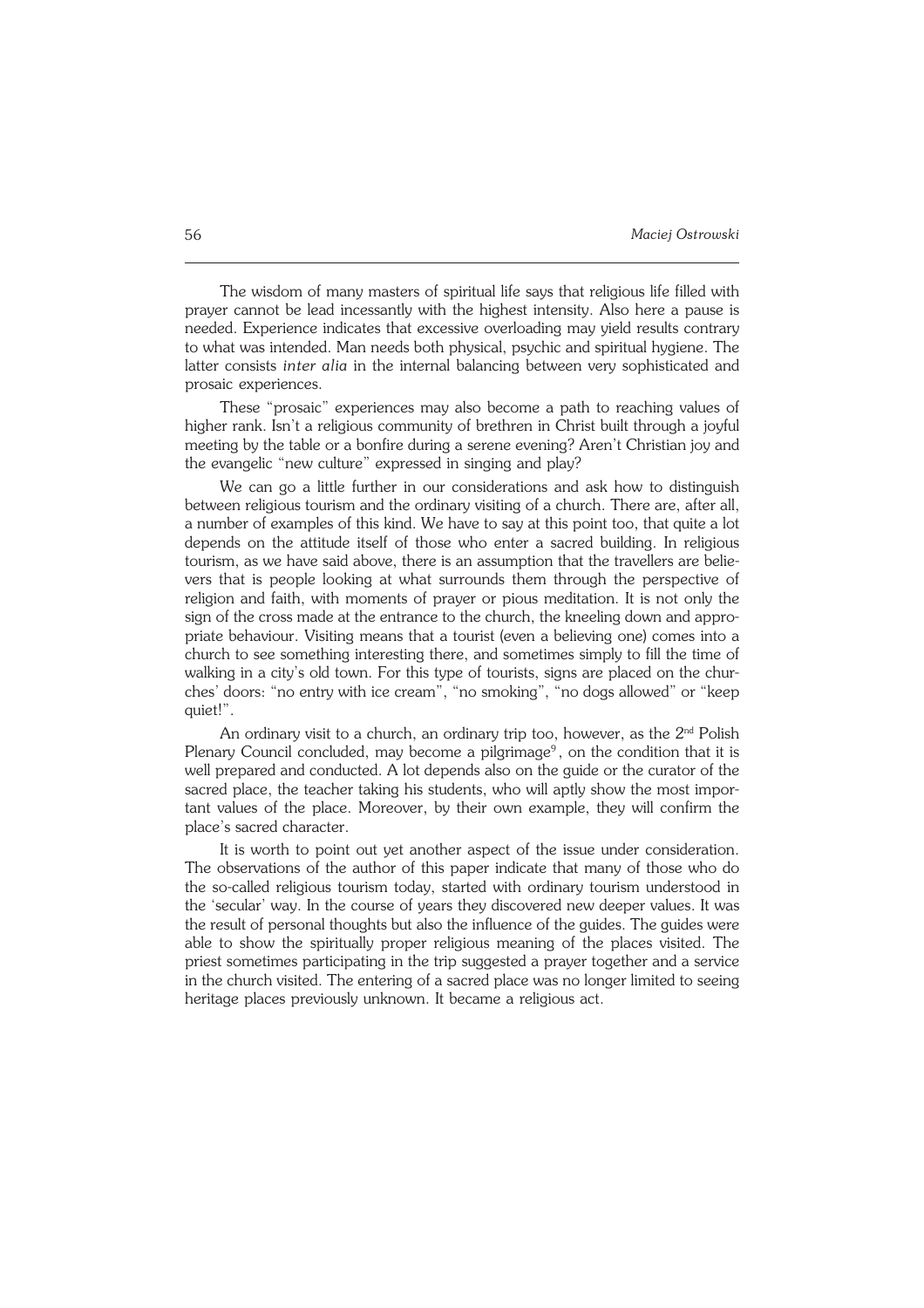The wisdom of many masters of spiritual life says that religious life filled with prayer cannot be lead incessantly with the highest intensity. Also here a pause is needed. Experience indicates that excessive overloading may yield results contrary to what was intended. Man needs both physical, psychic and spiritual hygiene. The latter consists *inter alia* in the internal balancing between very sophisticated and prosaic experiences.

These "prosaic" experiences may also become a path to reaching values of higher rank. Isn't a religious community of brethren in Christ built through a joyful meeting by the table or a bonfire during a serene evening? Aren't Christian joy and the evangelic "new culture" expressed in singing and play?

We can go a little further in our considerations and ask how to distinguish between religious tourism and the ordinary visiting of a church. There are, after all, a number of examples of this kind. We have to say at this point too, that quite a lot depends on the attitude itself of those who enter a sacred building. In religious tourism, as we have said above, there is an assumption that the travellers are believers that is people looking at what surrounds them through the perspective of religion and faith, with moments of prayer or pious meditation. It is not only the sign of the cross made at the entrance to the church, the kneeling down and appropriate behaviour. Visiting means that a tourist (even a believing one) comes into a church to see something interesting there, and sometimes simply to fill the time of walking in a city's old town. For this type of tourists, signs are placed on the churches' doors: "no entry with ice cream", "no smoking", "no dogs allowed" or "keep quiet!".

An ordinary visit to a church, an ordinary trip too, however, as the 2nd Polish Plenary Council concluded, may become a pilgrimage[9], on the condition that it is well prepared and conducted. A lot depends also on the guide or the curator of the sacred place, the teacher taking his students, who will aptly show the most important values of the place. Moreover, by their own example, they will confirm the place's sacred character.

It is worth to point out yet another aspect of the issue under consideration. The observations of the author of this paper indicate that many of those who do the so-called religious tourism today, started with ordinary tourism understood in the 'secular' way. In the course of years they discovered new deeper values. It was the result of personal thoughts but also the influence of the guides. The guides were able to show the spiritually proper religious meaning of the places visited. The priest sometimes participating in the trip suggested a prayer together and a service in the church visited. The entering of a sacred place was no longer limited to seeing heritage places previously unknown. It became a religious act.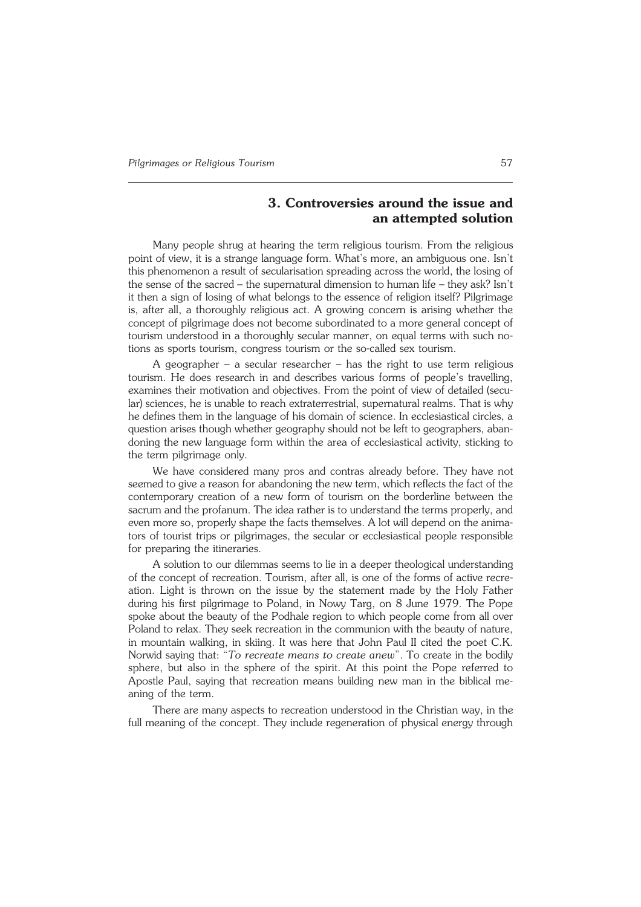## 3. Controversies around the issue and an attempted solution

Many people shrug at hearing the term religious tourism. From the religious point of view, it is a strange language form. What's more, an ambiguous one. Isn't this phenomenon a result of secularisation spreading across the world, the losing of the sense of the sacred – the supernatural dimension to human life – they ask? Isn't it then a sign of losing of what belongs to the essence of religion itself? Pilgrimage is, after all, a thoroughly religious act. A growing concern is arising whether the concept of pilgrimage does not become subordinated to a more general concept of tourism understood in a thoroughly secular manner, on equal terms with such notions as sports tourism, congress tourism or the so-called sex tourism.

A geographer – a secular researcher – has the right to use term religious tourism. He does research in and describes various forms of people's travelling, examines their motivation and objectives. From the point of view of detailed (secular) sciences, he is unable to reach extraterrestrial, supernatural realms. That is why he defines them in the language of his domain of science. In ecclesiastical circles, a question arises though whether geography should not be left to geographers, abandoning the new language form within the area of ecclesiastical activity, sticking to the term pilgrimage only.

We have considered many pros and contras already before. They have not seemed to give a reason for abandoning the new term, which reflects the fact of the contemporary creation of a new form of tourism on the borderline between the sacrum and the profanum. The idea rather is to understand the terms properly, and even more so, properly shape the facts themselves. A lot will depend on the animators of tourist trips or pilgrimages, the secular or ecclesiastical people responsible for preparing the itineraries.

A solution to our dilemmas seems to lie in a deeper theological understanding of the concept of recreation. Tourism, after all, is one of the forms of active recreation. Light is thrown on the issue by the statement made by the Holy Father during his first pilgrimage to Poland, in Nowy Targ, on 8 June 1979. The Pope spoke about the beauty of the Podhale region to which people come from all over Poland to relax. They seek recreation in the communion with the beauty of nature, in mountain walking, in skiing. It was here that John Paul II cited the poet C.K. Norwid saying that: "*To recreate means to create anew*". To create in the bodily sphere, but also in the sphere of the spirit. At this point the Pope referred to Apostle Paul, saying that recreation means building new man in the biblical meaning of the term.

There are many aspects to recreation understood in the Christian way, in the full meaning of the concept. They include regeneration of physical energy through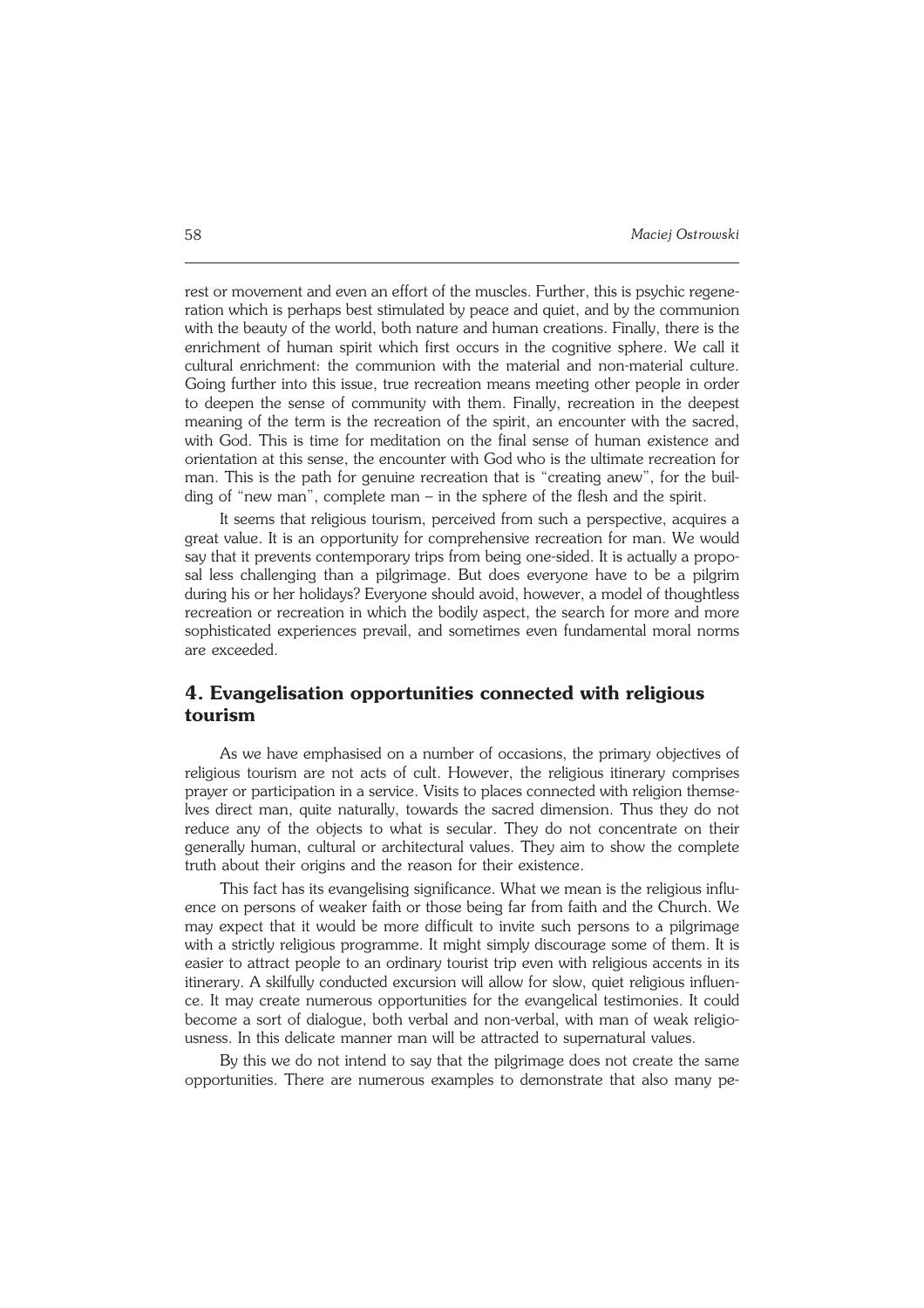rest or movement and even an effort of the muscles. Further, this is psychic regeneration which is perhaps best stimulated by peace and quiet, and by the communion with the beauty of the world, both nature and human creations. Finally, there is the enrichment of human spirit which first occurs in the cognitive sphere. We call it cultural enrichment: the communion with the material and non-material culture. Going further into this issue, true recreation means meeting other people in order to deepen the sense of community with them. Finally, recreation in the deepest meaning of the term is the recreation of the spirit, an encounter with the sacred, with God. This is time for meditation on the final sense of human existence and orientation at this sense, the encounter with God who is the ultimate recreation for man. This is the path for genuine recreation that is "creating anew", for the building of "new man", complete man – in the sphere of the flesh and the spirit.

It seems that religious tourism, perceived from such a perspective, acquires a great value. It is an opportunity for comprehensive recreation for man. We would say that it prevents contemporary trips from being one-sided. It is actually a proposal less challenging than a pilgrimage. But does everyone have to be a pilgrim during his or her holidays? Everyone should avoid, however, a model of thoughtless recreation or recreation in which the bodily aspect, the search for more and more sophisticated experiences prevail, and sometimes even fundamental moral norms are exceeded.

## 4. Evangelisation opportunities connected with religious tourism

As we have emphasised on a number of occasions, the primary objectives of religious tourism are not acts of cult. However, the religious itinerary comprises prayer or participation in a service. Visits to places connected with religion themselves direct man, quite naturally, towards the sacred dimension. Thus they do not reduce any of the objects to what is secular. They do not concentrate on their generally human, cultural or architectural values. They aim to show the complete truth about their origins and the reason for their existence.

This fact has its evangelising significance. What we mean is the religious influence on persons of weaker faith or those being far from faith and the Church. We may expect that it would be more difficult to invite such persons to a pilgrimage with a strictly religious programme. It might simply discourage some of them. It is easier to attract people to an ordinary tourist trip even with religious accents in its itinerary. A skilfully conducted excursion will allow for slow, quiet religious influence. It may create numerous opportunities for the evangelical testimonies. It could become a sort of dialogue, both verbal and non-verbal, with man of weak religiousness. In this delicate manner man will be attracted to supernatural values.

By this we do not intend to say that the pilgrimage does not create the same opportunities. There are numerous examples to demonstrate that also many pe-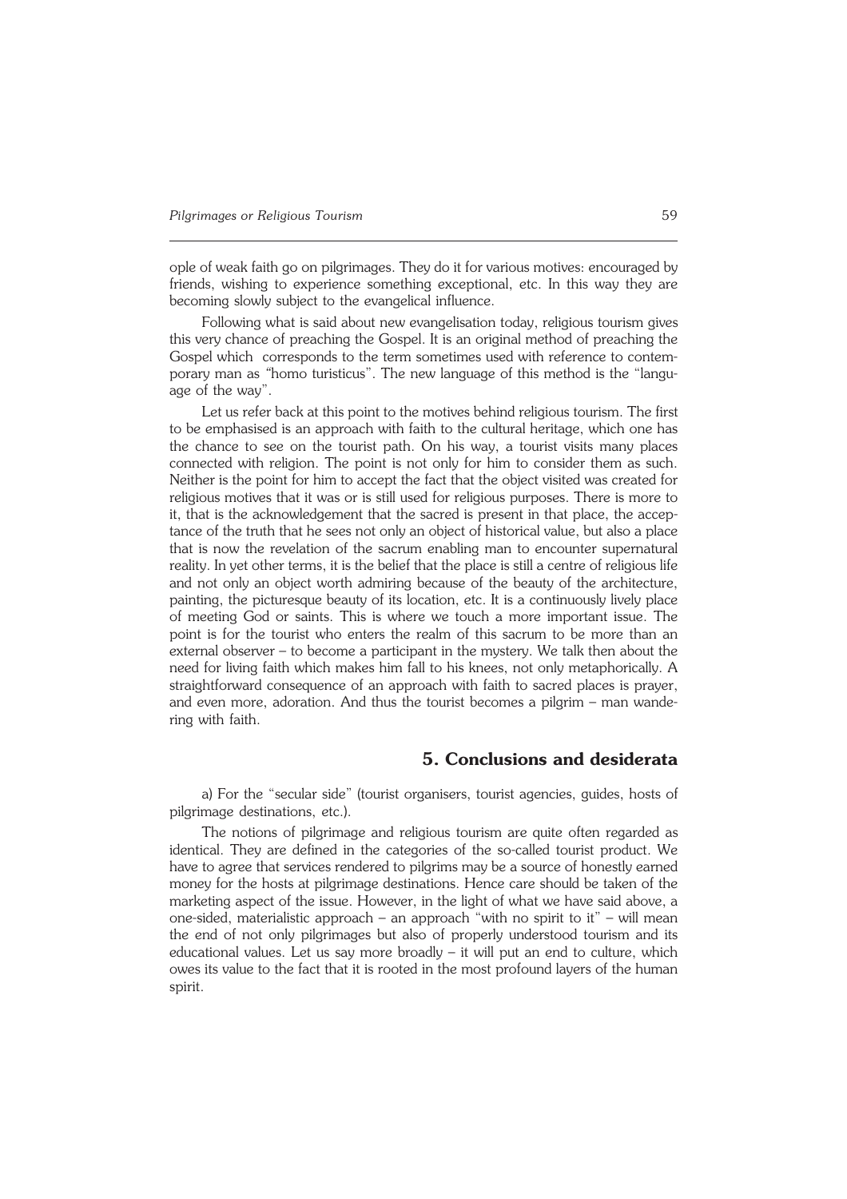ople of weak faith go on pilgrimages. They do it for various motives: encouraged by friends, wishing to experience something exceptional, etc. In this way they are becoming slowly subject to the evangelical influence.

Following what is said about new evangelisation today, religious tourism gives this very chance of preaching the Gospel. It is an original method of preaching the Gospel which corresponds to the term sometimes used with reference to contemporary man as "homo turisticus". The new language of this method is the "language of the way".

Let us refer back at this point to the motives behind religious tourism. The first to be emphasised is an approach with faith to the cultural heritage, which one has the chance to see on the tourist path. On his way, a tourist visits many places connected with religion. The point is not only for him to consider them as such. Neither is the point for him to accept the fact that the object visited was created for religious motives that it was or is still used for religious purposes. There is more to it, that is the acknowledgement that the sacred is present in that place, the acceptance of the truth that he sees not only an object of historical value, but also a place that is now the revelation of the sacrum enabling man to encounter supernatural reality. In yet other terms, it is the belief that the place is still a centre of religious life and not only an object worth admiring because of the beauty of the architecture, painting, the picturesque beauty of its location, etc. It is a continuously lively place of meeting God or saints. This is where we touch a more important issue. The point is for the tourist who enters the realm of this sacrum to be more than an external observer – to become a participant in the mystery. We talk then about the need for living faith which makes him fall to his knees, not only metaphorically. A straightforward consequence of an approach with faith to sacred places is prayer, and even more, adoration. And thus the tourist becomes a pilgrim – man wandering with faith.

## 5. Conclusions and desiderata

a) For the "secular side" (tourist organisers, tourist agencies, guides, hosts of pilgrimage destinations, etc.).

The notions of pilgrimage and religious tourism are quite often regarded as identical. They are defined in the categories of the so-called tourist product. We have to agree that services rendered to pilgrims may be a source of honestly earned money for the hosts at pilgrimage destinations. Hence care should be taken of the marketing aspect of the issue. However, in the light of what we have said above, a one-sided, materialistic approach – an approach "with no spirit to it" – will mean the end of not only pilgrimages but also of properly understood tourism and its educational values. Let us say more broadly – it will put an end to culture, which owes its value to the fact that it is rooted in the most profound layers of the human spirit.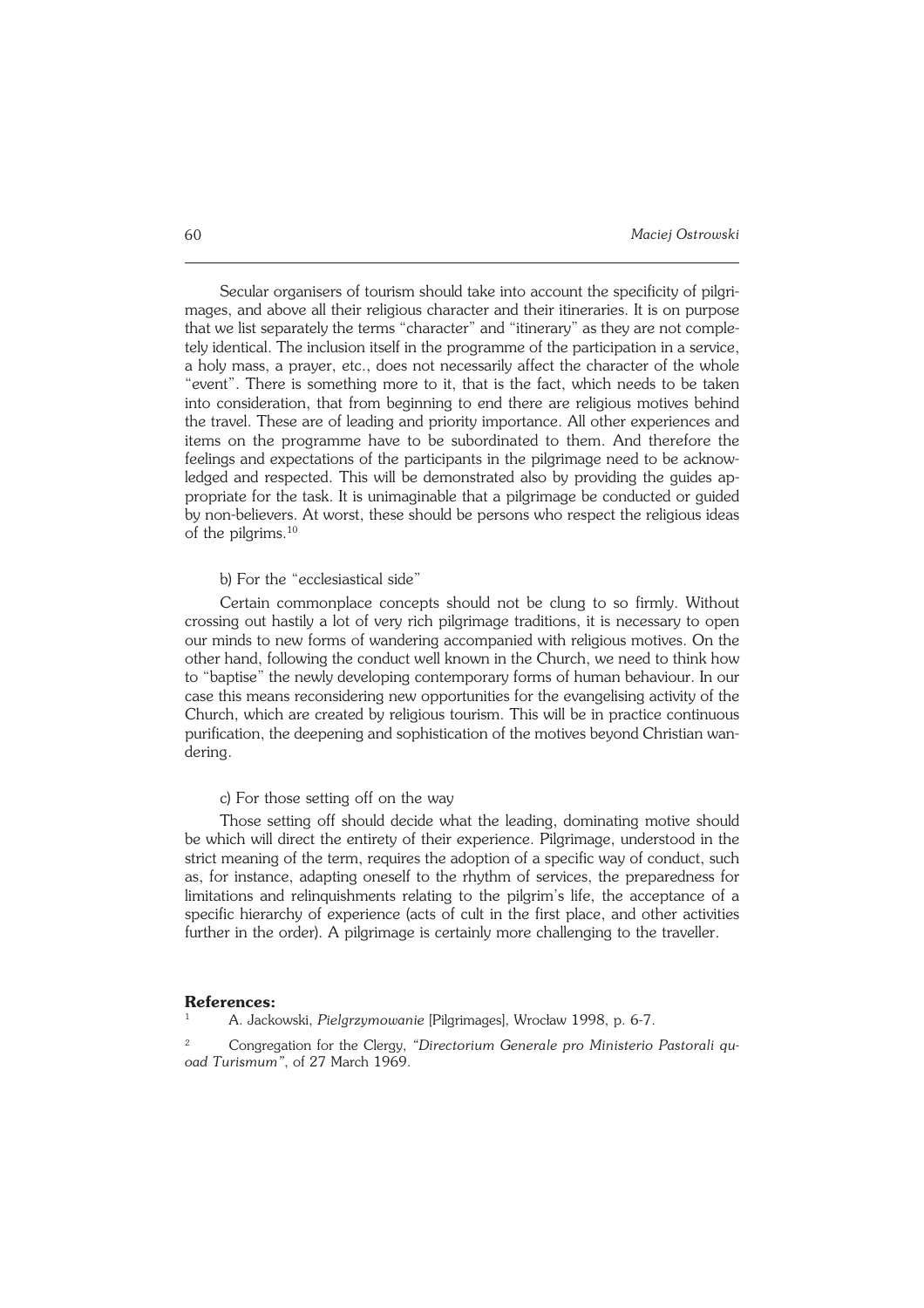Secular organisers of tourism should take into account the specificity of pilgrimages, and above all their religious character and their itineraries. It is on purpose that we list separately the terms "character" and "itinerary" as they are not completely identical. The inclusion itself in the programme of the participation in a service, a holy mass, a prayer, etc., does not necessarily affect the character of the whole "event". There is something more to it, that is the fact, which needs to be taken into consideration, that from beginning to end there are religious motives behind the travel. These are of leading and priority importance. All other experiences and items on the programme have to be subordinated to them. And therefore the feelings and expectations of the participants in the pilgrimage need to be acknowledged and respected. This will be demonstrated also by providing the guides appropriate for the task. It is unimaginable that a pilgrimage be conducted or guided by non-believers. At worst, these should be persons who respect the religious ideas of the pilgrims.[10]

b) For the "ecclesiastical side"

Certain commonplace concepts should not be clung to so firmly. Without crossing out hastily a lot of very rich pilgrimage traditions, it is necessary to open our minds to new forms of wandering accompanied with religious motives. On the other hand, following the conduct well known in the Church, we need to think how to "baptise" the newly developing contemporary forms of human behaviour. In our case this means reconsidering new opportunities for the evangelising activity of the Church, which are created by religious tourism. This will be in practice continuous purification, the deepening and sophistication of the motives beyond Christian wandering.

c) For those setting off on the way

Those setting off should decide what the leading, dominating motive should be which will direct the entirety of their experience. Pilgrimage, understood in the strict meaning of the term, requires the adoption of a specific way of conduct, such as, for instance, adapting oneself to the rhythm of services, the preparedness for limitations and relinquishments relating to the pilgrim's life, the acceptance of a specific hierarchy of experience (acts of cult in the first place, and other activities further in the order). A pilgrimage is certainly more challenging to the traveller.

**References:**

[1] A. Jackowski, *Pielgrzymowanie* [Pilgrimages], Wrocław 1998, p. 6-7.

[2] Congregation for the Clergy, *"Directorium Generale pro Ministerio Pastorali quoad Turismum"*, of 27 March 1969.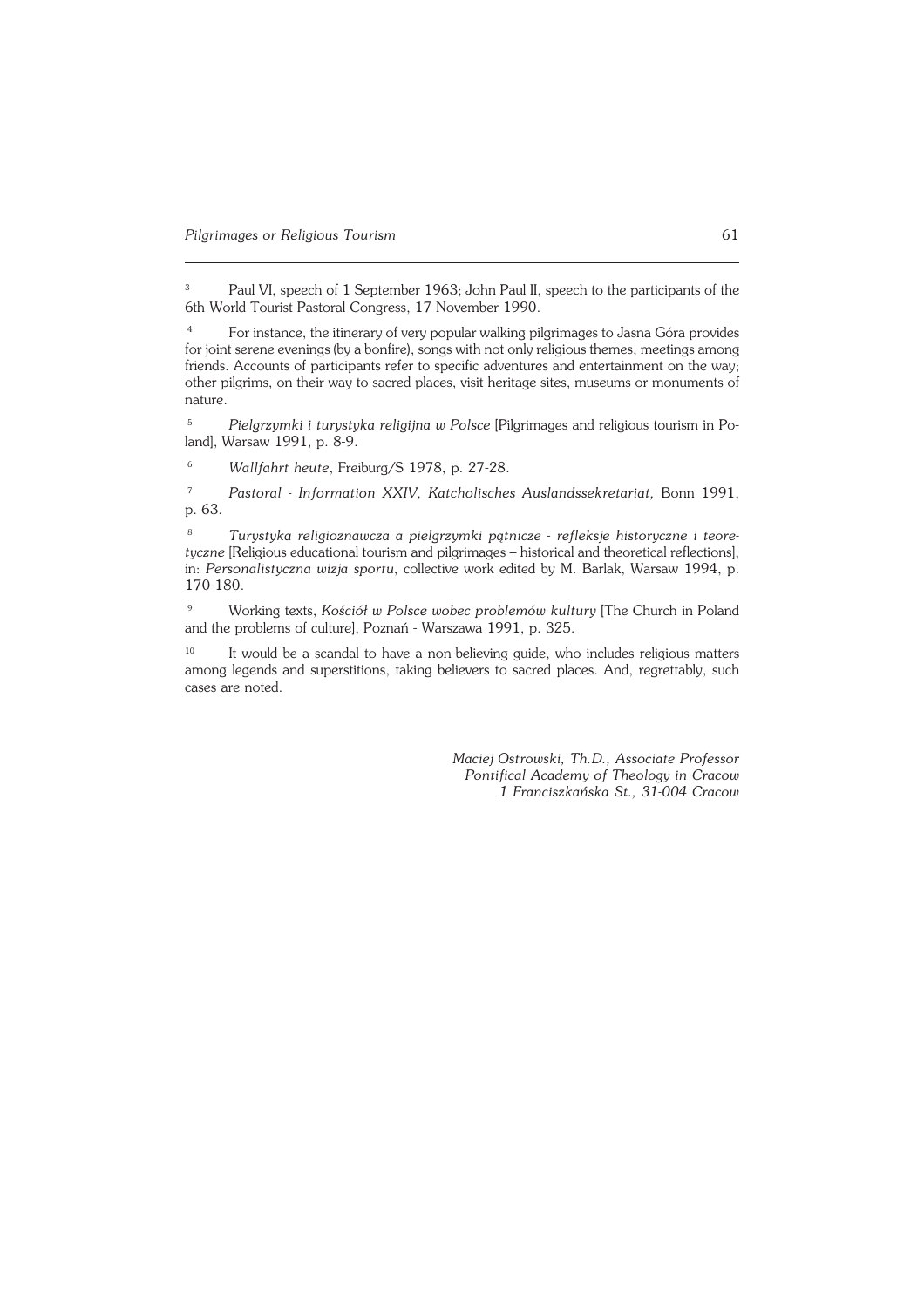[3] Paul VI, speech of 1 September 1963; John Paul II, speech to the participants of the 6th World Tourist Pastoral Congress, 17 November 1990.

[4] For instance, the itinerary of very popular walking pilgrimages to Jasna Góra provides for joint serene evenings (by a bonfire), songs with not only religious themes, meetings among friends. Accounts of participants refer to specific adventures and entertainment on the way; other pilgrims, on their way to sacred places, visit heritage sites, museums or monuments of nature.

[5] *Pielgrzymki i turystyka religijna w Polsce* [Pilgrimages and religious tourism in Poland], Warsaw 1991, p. 8-9.

[6] *Wallfahrt heute*, Freiburg/S 1978, p. 27-28.

[7] *Pastoral - Information XXIV, Katcholisches Auslandssekretariat,* Bonn 1991, p. 63.

[8] *Turystyka religioznawcza a pielgrzymki piątnicze - refleksje historyczne i teoretyczne* [Religious educational tourism and pilgrimages – historical and theoretical reflections], in: *Personalistyczna wizja sportu*, collective work edited by M. Barlak, Warsaw 1994, p. 170-180.

[9] Working texts, *Kościół w Polsce wobec problemów kultury* [The Church in Poland and the problems of culture], Poznań - Warszawa 1991, p. 325.

[10] It would be a scandal to have a non-believing guide, who includes religious matters among legends and superstitions, taking believers to sacred places. And, regrettably, such cases are noted.

*Maciej Ostrowski, Th.D., Associate Professor*
*Pontifical Academy of Theology in Cracow*
*1 Franciszkańska St., 31-004 Cracow*